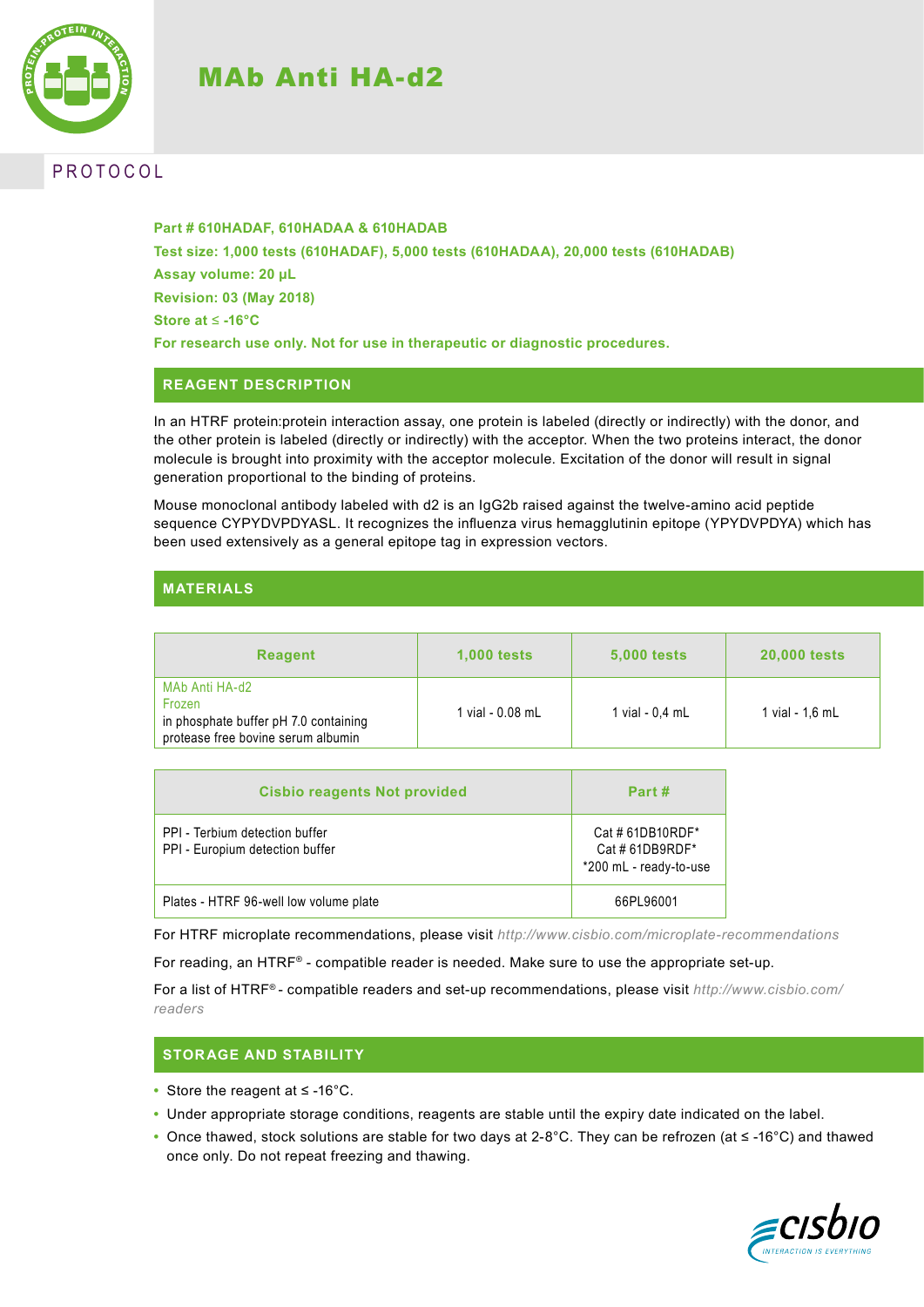# MAb Anti HA-d2

PROTOCOL

**Part # 610HADAF, 610HADAA & 610HADAB**
**Test size: 1,000 tests (610HADAF), 5,000 tests (610HADAA), 20,000 tests (610HADAB)**
**Assay volume: 20 µL**
**Revision: 03 (May 2018)**
**Store at ≤ -16°C**
**For research use only. Not for use in therapeutic or diagnostic procedures.**

## REAGENT DESCRIPTION

In an HTRF protein:protein interaction assay, one protein is labeled (directly or indirectly) with the donor, and the other protein is labeled (directly or indirectly) with the acceptor. When the two proteins interact, the donor molecule is brought into proximity with the acceptor molecule. Excitation of the donor will result in signal generation proportional to the binding of proteins.

Mouse monoclonal antibody labeled with d2 is an IgG2b raised against the twelve-amino acid peptide sequence CYPYDVPDYASL. It recognizes the influenza virus hemagglutinin epitope (YPYDVPDYA) which has been used extensively as a general epitope tag in expression vectors.

## MATERIALS

| Reagent | 1,000 tests | 5,000 tests | 20,000 tests |
|---|---|---|---|
| MAb Anti HA-d2<br>Frozen<br>in phosphate buffer pH 7.0 containing protease free bovine serum albumin | 1 vial - 0.08 mL | 1 vial - 0,4 mL | 1 vial - 1,6 mL |

| Cisbio reagents Not provided | Part # |
|---|---|
| PPI - Terbium detection buffer<br>PPI - Europium detection buffer | Cat # 61DB10RDF*<br>Cat # 61DB9RDF*<br>*200 mL - ready-to-use |
| Plates - HTRF 96-well low volume plate | 66PL96001 |

For HTRF microplate recommendations, please visit *http://www.cisbio.com/microplate-recommendations*

For reading, an HTRF® - compatible reader is needed. Make sure to use the appropriate set-up.

For a list of HTRF® - compatible readers and set-up recommendations, please visit *http://www.cisbio.com/readers*

## STORAGE AND STABILITY

- Store the reagent at ≤ -16°C.
- Under appropriate storage conditions, reagents are stable until the expiry date indicated on the label.
- Once thawed, stock solutions are stable for two days at 2-8°C. They can be refrozen (at ≤ -16°C) and thawed once only. Do not repeat freezing and thawing.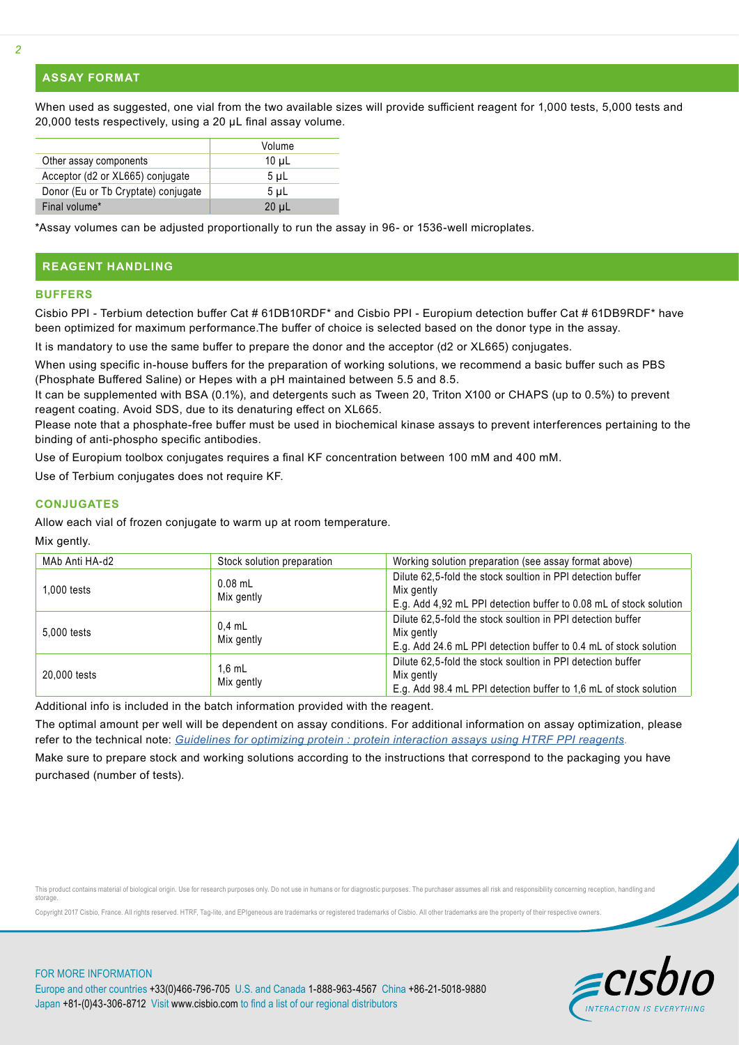## ASSAY FORMAT

When used as suggested, one vial from the two available sizes will provide sufficient reagent for 1,000 tests, 5,000 tests and 20,000 tests respectively, using a 20 µL final assay volume.

| | Volume |
|---|---|
| Other assay components | 10 µL |
| Acceptor (d2 or XL665) conjugate | 5 µL |
| Donor (Eu or Tb Cryptate) conjugate | 5 µL |
| Final volume* | 20 µL |

*Assay volumes can be adjusted proportionally to run the assay in 96- or 1536-well microplates.

## REAGENT HANDLING

### BUFFERS

Cisbio PPI - Terbium detection buffer Cat # 61DB10RDF* and Cisbio PPI - Europium detection buffer Cat # 61DB9RDF* have been optimized for maximum performance.The buffer of choice is selected based on the donor type in the assay.

It is mandatory to use the same buffer to prepare the donor and the acceptor (d2 or XL665) conjugates.

When using specific in-house buffers for the preparation of working solutions, we recommend a basic buffer such as PBS (Phosphate Buffered Saline) or Hepes with a pH maintained between 5.5 and 8.5.
It can be supplemented with BSA (0.1%), and detergents such as Tween 20, Triton X100 or CHAPS (up to 0.5%) to prevent reagent coating. Avoid SDS, due to its denaturing effect on XL665.
Please note that a phosphate-free buffer must be used in biochemical kinase assays to prevent interferences pertaining to the binding of anti-phospho specific antibodies.

Use of Europium toolbox conjugates requires a final KF concentration between 100 mM and 400 mM.

Use of Terbium conjugates does not require KF.

### CONJUGATES

Allow each vial of frozen conjugate to warm up at room temperature.

Mix gently.

| MAb Anti HA-d2 | Stock solution preparation | Working solution preparation (see assay format above) |
|---|---|---|
| 1,000 tests | 0.08 mL<br>Mix gently | Dilute 62,5-fold the stock soultion in PPI detection buffer<br>Mix gently<br>E.g. Add 4,92 mL PPI detection buffer to 0.08 mL of stock solution |
| 5,000 tests | 0,4 mL<br>Mix gently | Dilute 62,5-fold the stock soultion in PPI detection buffer<br>Mix gently<br>E.g. Add 24.6 mL PPI detection buffer to 0.4 mL of stock solution |
| 20,000 tests | 1,6 mL<br>Mix gently | Dilute 62,5-fold the stock soultion in PPI detection buffer<br>Mix gently<br>E.g. Add 98.4 mL PPI detection buffer to 1,6 mL of stock solution |

Additional info is included in the batch information provided with the reagent.

The optimal amount per well will be dependent on assay conditions. For additional information on assay optimization, please refer to the technical note: *Guidelines for optimizing protein : protein interaction assays using HTRF PPI reagents*.

Make sure to prepare stock and working solutions according to the instructions that correspond to the packaging you have purchased (number of tests).

This product contains material of biological origin. Use for research purposes only. Do not use in humans or for diagnostic purposes. The purchaser assumes all risk and responsibility concerning reception, handling and storage.

Copyright 2017 Cisbio, France. All rights reserved. HTRF, Tag-lite, and EPIgeneous are trademarks or registered trademarks of Cisbio. All other trademarks are the property of their respective owners.

FOR MORE INFORMATION
Europe and other countries +33(0)466-796-705 U.S. and Canada 1-888-963-4567 China +86-21-5018-9880
Japan +81-(0)43-306-8712 Visit www.cisbio.com to find a list of our regional distributors

cisbio
INTERACTION IS EVERYTHING